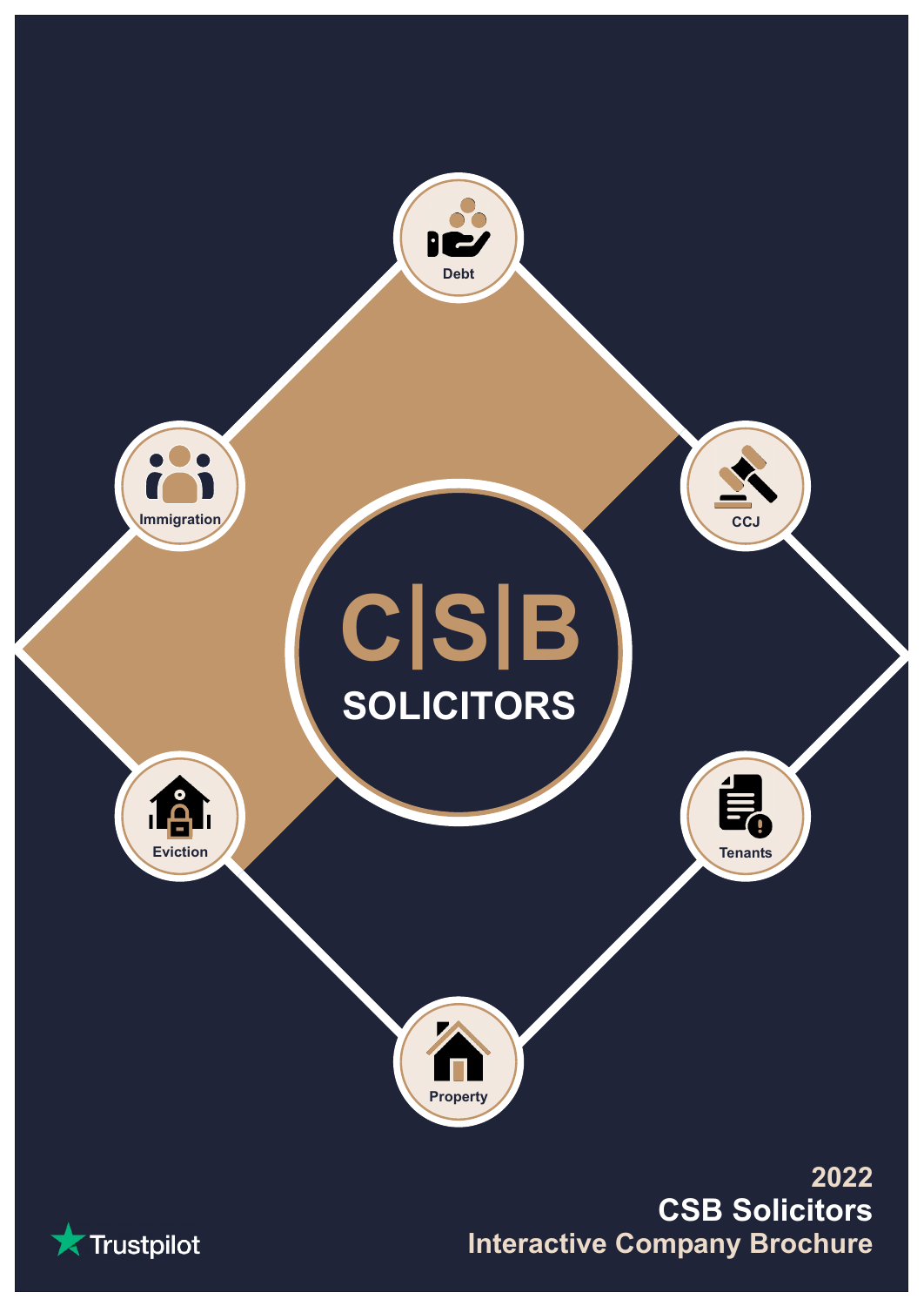# C|S|B SOLICITORS

- Debt
- CCJ
- Tenants
- Property
- Eviction
- Immigration

Trustpilot

**2022**
**CSB Solicitors**
**Interactive Company Brochure**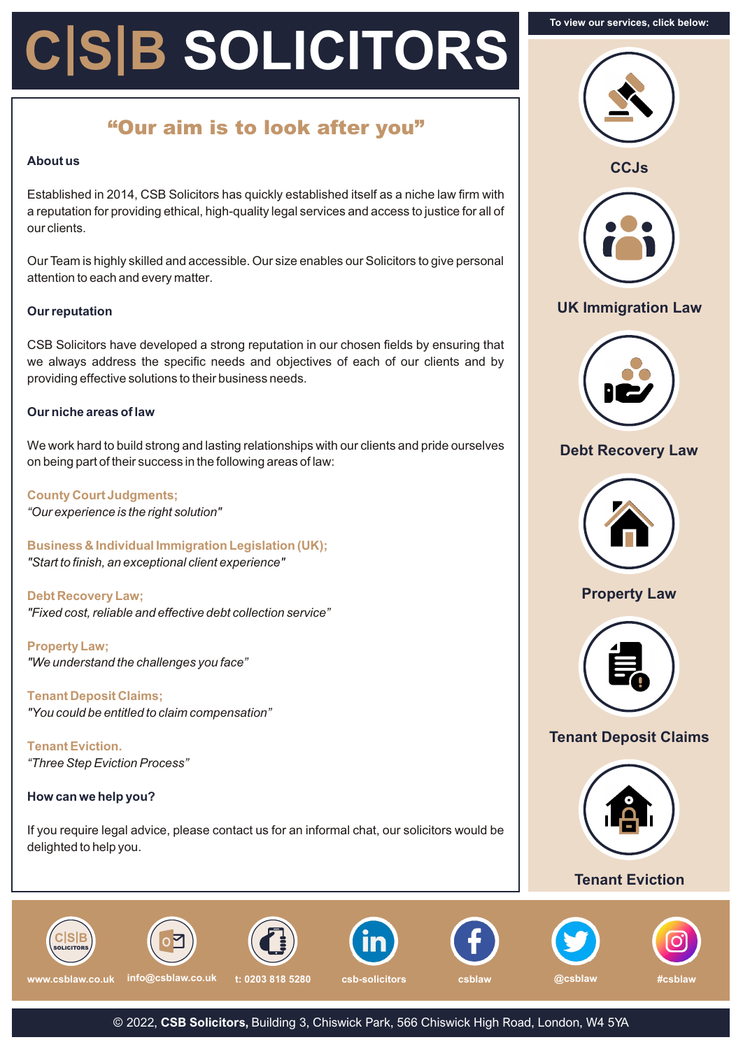# C|S|B SOLICITORS

## "Our aim is to look after you"

**About us**

Established in 2014, CSB Solicitors has quickly established itself as a niche law firm with a reputation for providing ethical, high-quality legal services and access to justice for all of our clients.

Our Team is highly skilled and accessible. Our size enables our Solicitors to give personal attention to each and every matter.

**Our reputation**

CSB Solicitors have developed a strong reputation in our chosen fields by ensuring that we always address the specific needs and objectives of each of our clients and by providing effective solutions to their business needs.

**Our niche areas of law**

We work hard to build strong and lasting relationships with our clients and pride ourselves on being part of their success in the following areas of law:

**County Court Judgments;**
*"Our experience is the right solution"*

**Business & Individual Immigration Legislation (UK);**
*"Start to finish, an exceptional client experience"*

**Debt Recovery Law;**
*"Fixed cost, reliable and effective debt collection service"*

**Property Law;**
*"We understand the challenges you face"*

**Tenant Deposit Claims;**
*"You could be entitled to claim compensation"*

**Tenant Eviction.**
*"Three Step Eviction Process"*

**How can we help you?**

If you require legal advice, please contact us for an informal chat, our solicitors would be delighted to help you.

**To view our services, click below:**

- CCJs
- UK Immigration Law
- Debt Recovery Law
- Property Law
- Tenant Deposit Claims
- Tenant Eviction

www.csblaw.co.uk | info@csblaw.co.uk | t: 0203 818 5280 | csb-solicitors | csblaw | @csblaw | #csblaw

© 2022, **CSB Solicitors,** Building 3, Chiswick Park, 566 Chiswick High Road, London, W4 5YA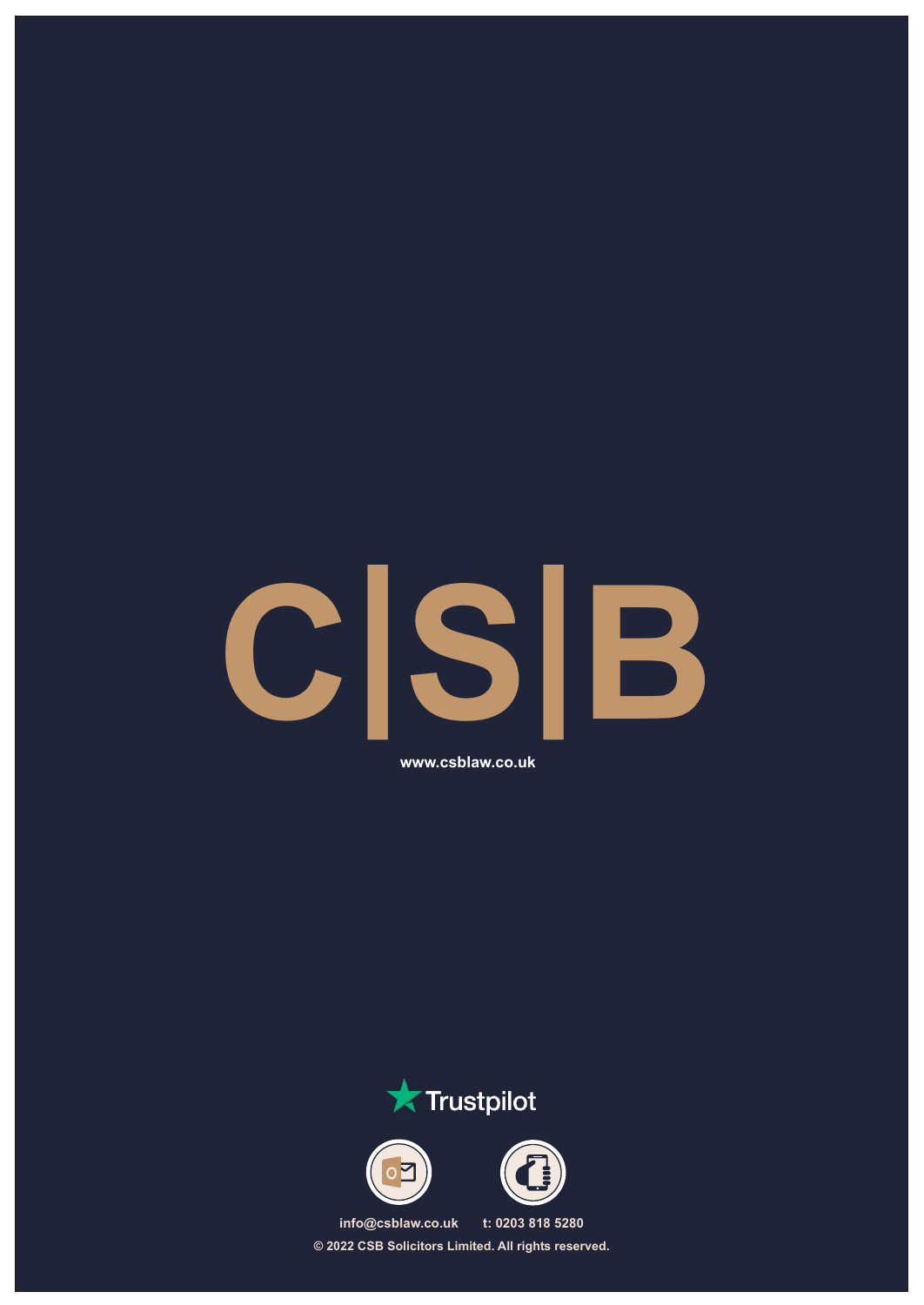C|S|B

www.csblaw.co.uk

Trustpilot

info@csblaw.co.uk t: 0203 818 5280

© 2022 CSB Solicitors Limited. All rights reserved.